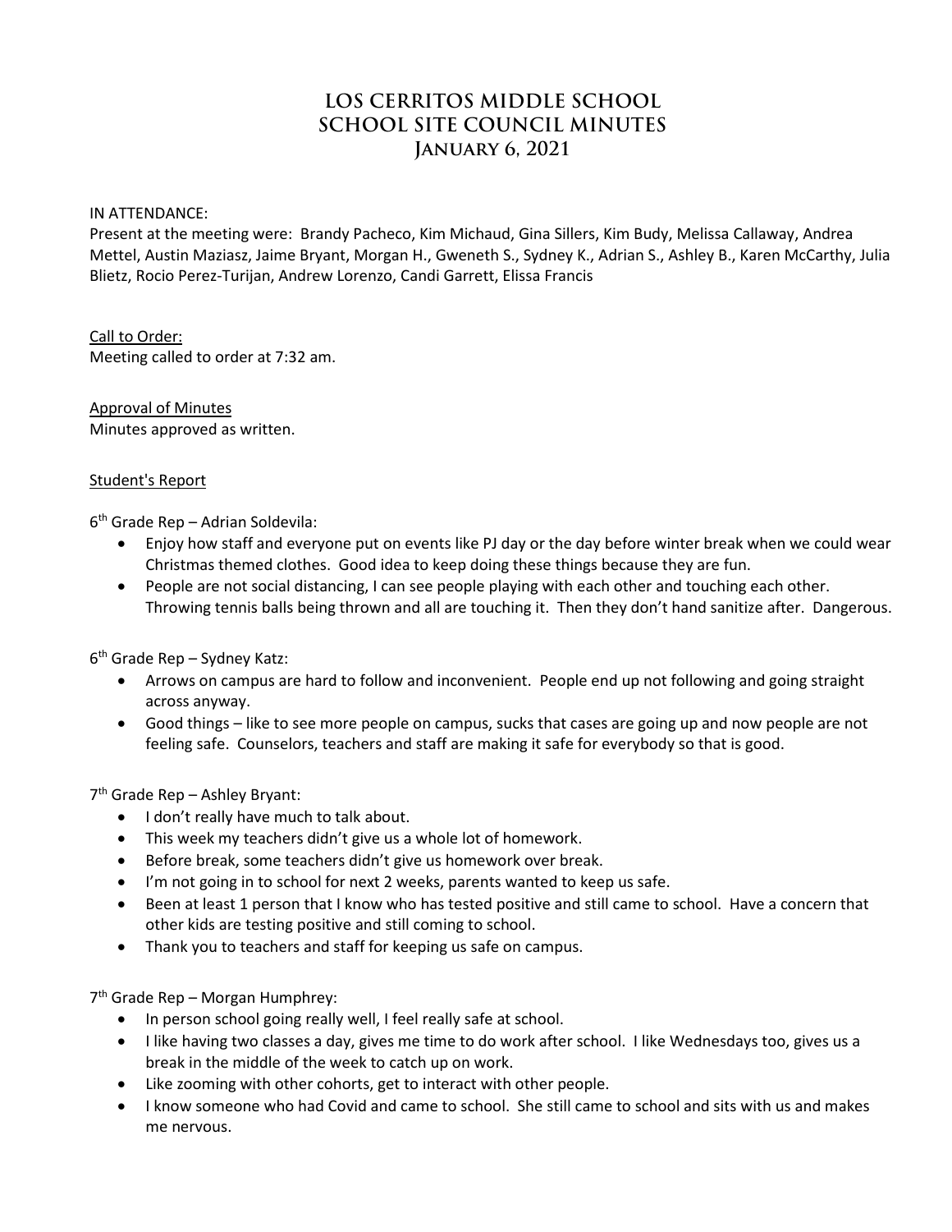# LOS CERRITOS MIDDLE SCHOOL
# SCHOOL SITE COUNCIL MINUTES
# January 6, 2021

IN ATTENDANCE:
Present at the meeting were: Brandy Pacheco, Kim Michaud, Gina Sillers, Kim Budy, Melissa Callaway, Andrea Mettel, Austin Maziasz, Jaime Bryant, Morgan H., Gweneth S., Sydney K., Adrian S., Ashley B., Karen McCarthy, Julia Blietz, Rocio Perez-Turijan, Andrew Lorenzo, Candi Garrett, Elissa Francis

Call to Order:
Meeting called to order at 7:32 am.

Approval of Minutes
Minutes approved as written.

Student's Report

6th Grade Rep – Adrian Soldevila:

- Enjoy how staff and everyone put on events like PJ day or the day before winter break when we could wear Christmas themed clothes. Good idea to keep doing these things because they are fun.
- People are not social distancing, I can see people playing with each other and touching each other. Throwing tennis balls being thrown and all are touching it. Then they don't hand sanitize after. Dangerous.

6th Grade Rep – Sydney Katz:

- Arrows on campus are hard to follow and inconvenient. People end up not following and going straight across anyway.
- Good things – like to see more people on campus, sucks that cases are going up and now people are not feeling safe. Counselors, teachers and staff are making it safe for everybody so that is good.

7th Grade Rep – Ashley Bryant:

- I don't really have much to talk about.
- This week my teachers didn't give us a whole lot of homework.
- Before break, some teachers didn't give us homework over break.
- I'm not going in to school for next 2 weeks, parents wanted to keep us safe.
- Been at least 1 person that I know who has tested positive and still came to school. Have a concern that other kids are testing positive and still coming to school.
- Thank you to teachers and staff for keeping us safe on campus.

7th Grade Rep – Morgan Humphrey:

- In person school going really well, I feel really safe at school.
- I like having two classes a day, gives me time to do work after school. I like Wednesdays too, gives us a break in the middle of the week to catch up on work.
- Like zooming with other cohorts, get to interact with other people.
- I know someone who had Covid and came to school. She still came to school and sits with us and makes me nervous.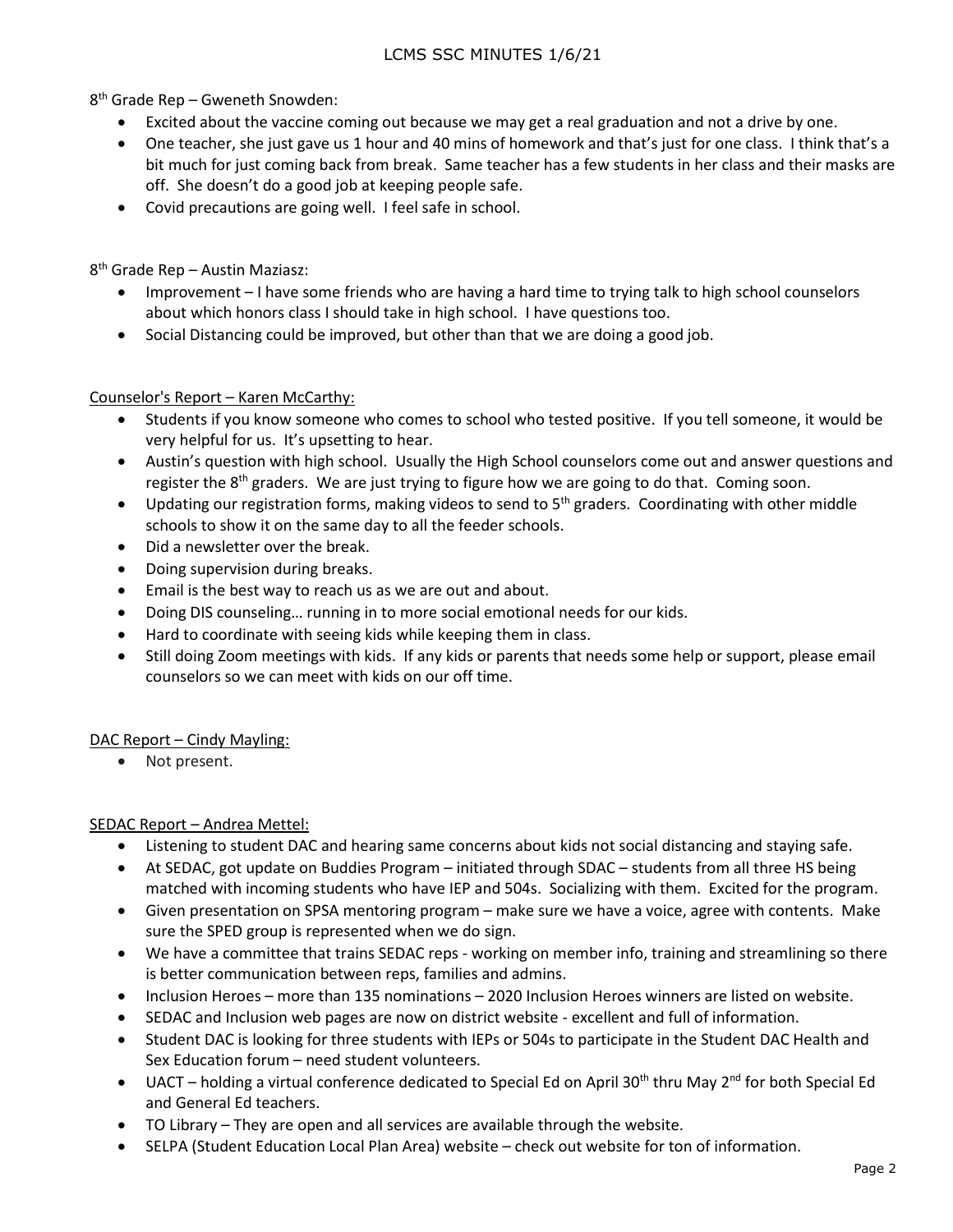8th Grade Rep – Gweneth Snowden:

- Excited about the vaccine coming out because we may get a real graduation and not a drive by one.
- One teacher, she just gave us 1 hour and 40 mins of homework and that's just for one class. I think that's a bit much for just coming back from break. Same teacher has a few students in her class and their masks are off. She doesn't do a good job at keeping people safe.
- Covid precautions are going well. I feel safe in school.

8th Grade Rep – Austin Maziasz:

- Improvement – I have some friends who are having a hard time to trying talk to high school counselors about which honors class I should take in high school. I have questions too.
- Social Distancing could be improved, but other than that we are doing a good job.

Counselor's Report – Karen McCarthy:

- Students if you know someone who comes to school who tested positive. If you tell someone, it would be very helpful for us. It's upsetting to hear.
- Austin's question with high school. Usually the High School counselors come out and answer questions and register the 8th graders. We are just trying to figure how we are going to do that. Coming soon.
- Updating our registration forms, making videos to send to 5th graders. Coordinating with other middle schools to show it on the same day to all the feeder schools.
- Did a newsletter over the break.
- Doing supervision during breaks.
- Email is the best way to reach us as we are out and about.
- Doing DIS counseling… running in to more social emotional needs for our kids.
- Hard to coordinate with seeing kids while keeping them in class.
- Still doing Zoom meetings with kids. If any kids or parents that needs some help or support, please email counselors so we can meet with kids on our off time.

DAC Report – Cindy Mayling:

- Not present.

SEDAC Report – Andrea Mettel:

- Listening to student DAC and hearing same concerns about kids not social distancing and staying safe.
- At SEDAC, got update on Buddies Program – initiated through SDAC – students from all three HS being matched with incoming students who have IEP and 504s. Socializing with them. Excited for the program.
- Given presentation on SPSA mentoring program – make sure we have a voice, agree with contents. Make sure the SPED group is represented when we do sign.
- We have a committee that trains SEDAC reps - working on member info, training and streamlining so there is better communication between reps, families and admins.
- Inclusion Heroes – more than 135 nominations – 2020 Inclusion Heroes winners are listed on website.
- SEDAC and Inclusion web pages are now on district website - excellent and full of information.
- Student DAC is looking for three students with IEPs or 504s to participate in the Student DAC Health and Sex Education forum – need student volunteers.
- UACT – holding a virtual conference dedicated to Special Ed on April 30th thru May 2nd for both Special Ed and General Ed teachers.
- TO Library – They are open and all services are available through the website.
- SELPA (Student Education Local Plan Area) website – check out website for ton of information.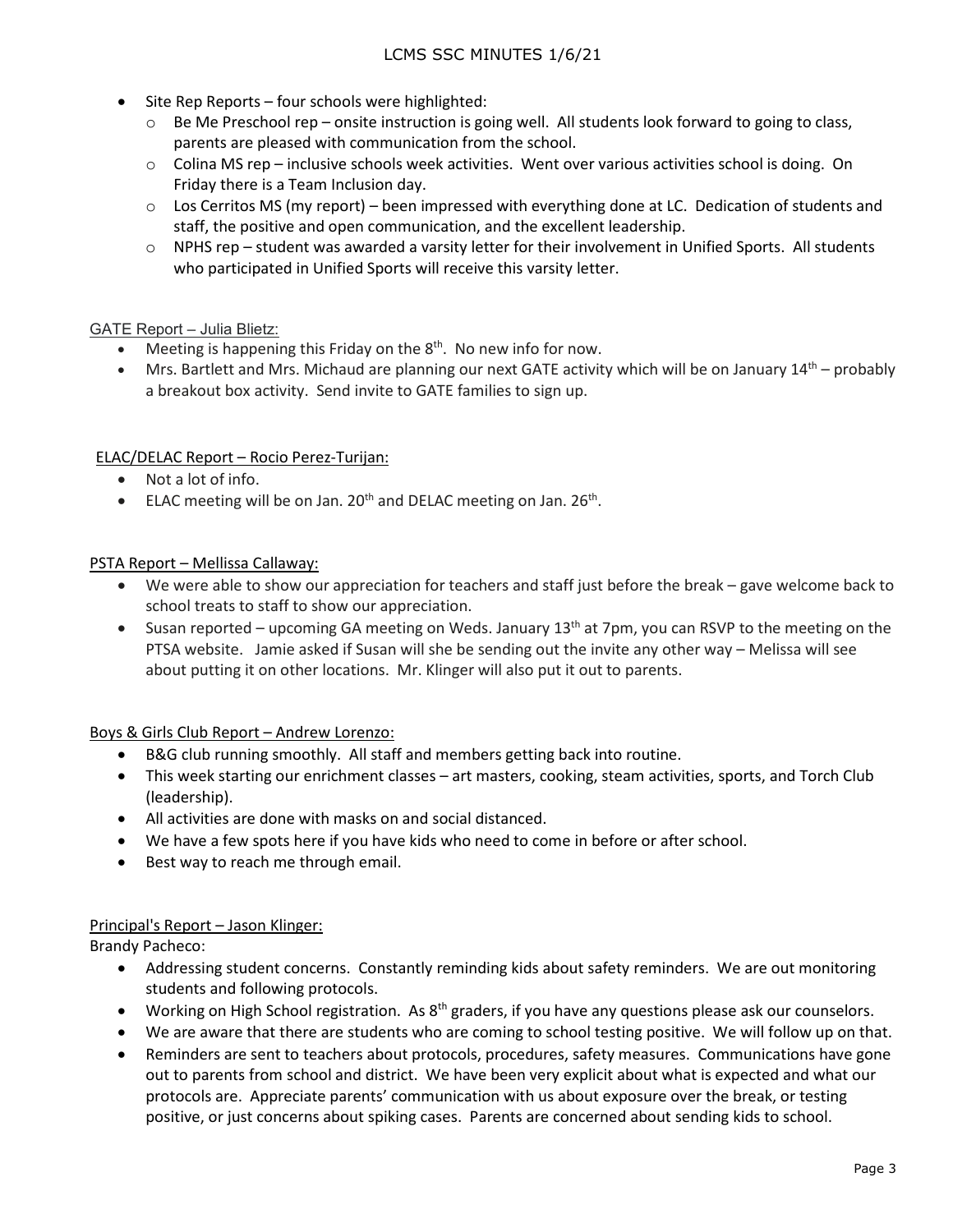- Site Rep Reports – four schools were highlighted:
  - Be Me Preschool rep – onsite instruction is going well. All students look forward to going to class, parents are pleased with communication from the school.
  - Colina MS rep – inclusive schools week activities. Went over various activities school is doing. On Friday there is a Team Inclusion day.
  - Los Cerritos MS (my report) – been impressed with everything done at LC. Dedication of students and staff, the positive and open communication, and the excellent leadership.
  - NPHS rep – student was awarded a varsity letter for their involvement in Unified Sports. All students who participated in Unified Sports will receive this varsity letter.

GATE Report – Julia Blietz:

- Meeting is happening this Friday on the 8th. No new info for now.
- Mrs. Bartlett and Mrs. Michaud are planning our next GATE activity which will be on January 14th – probably a breakout box activity. Send invite to GATE families to sign up.

ELAC/DELAC Report – Rocio Perez-Turijan:

- Not a lot of info.
- ELAC meeting will be on Jan. 20th and DELAC meeting on Jan. 26th.

PSTA Report – Mellissa Callaway:

- We were able to show our appreciation for teachers and staff just before the break – gave welcome back to school treats to staff to show our appreciation.
- Susan reported – upcoming GA meeting on Weds. January 13th at 7pm, you can RSVP to the meeting on the PTSA website. Jamie asked if Susan will she be sending out the invite any other way – Melissa will see about putting it on other locations. Mr. Klinger will also put it out to parents.

Boys & Girls Club Report – Andrew Lorenzo:

- B&G club running smoothly. All staff and members getting back into routine.
- This week starting our enrichment classes – art masters, cooking, steam activities, sports, and Torch Club (leadership).
- All activities are done with masks on and social distanced.
- We have a few spots here if you have kids who need to come in before or after school.
- Best way to reach me through email.

Principal's Report – Jason Klinger:

Brandy Pacheco:

- Addressing student concerns. Constantly reminding kids about safety reminders. We are out monitoring students and following protocols.
- Working on High School registration. As 8th graders, if you have any questions please ask our counselors.
- We are aware that there are students who are coming to school testing positive. We will follow up on that.
- Reminders are sent to teachers about protocols, procedures, safety measures. Communications have gone out to parents from school and district. We have been very explicit about what is expected and what our protocols are. Appreciate parents' communication with us about exposure over the break, or testing positive, or just concerns about spiking cases. Parents are concerned about sending kids to school.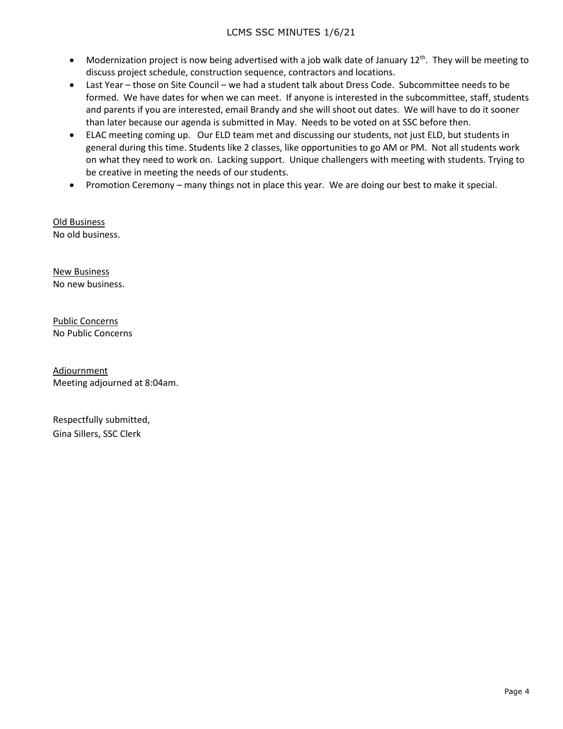- Modernization project is now being advertised with a job walk date of January 12th. They will be meeting to discuss project schedule, construction sequence, contractors and locations.
- Last Year – those on Site Council – we had a student talk about Dress Code. Subcommittee needs to be formed. We have dates for when we can meet. If anyone is interested in the subcommittee, staff, students and parents if you are interested, email Brandy and she will shoot out dates. We will have to do it sooner than later because our agenda is submitted in May. Needs to be voted on at SSC before then.
- ELAC meeting coming up. Our ELD team met and discussing our students, not just ELD, but students in general during this time. Students like 2 classes, like opportunities to go AM or PM. Not all students work on what they need to work on. Lacking support. Unique challengers with meeting with students. Trying to be creative in meeting the needs of our students.
- Promotion Ceremony – many things not in place this year. We are doing our best to make it special.

<u>Old Business</u>
No old business.

<u>New Business</u>
No new business.

<u>Public Concerns</u>
No Public Concerns

<u>Adjournment</u>
Meeting adjourned at 8:04am.

Respectfully submitted,
Gina Sillers, SSC Clerk